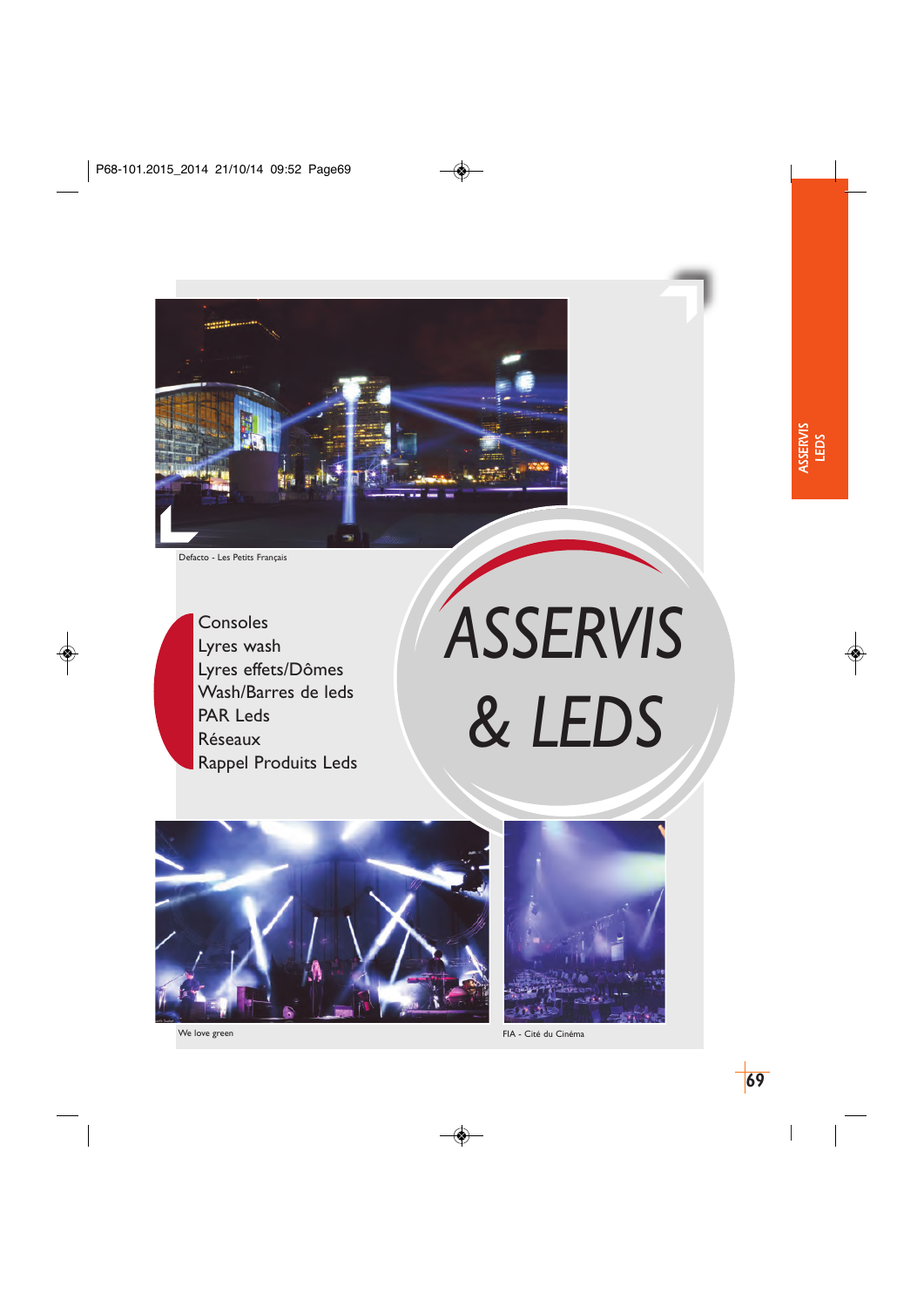# ASSERVIS & LEDS

Defacto - Les Petits Français

- Consoles
- Lyres wash
- Lyres effets/Dômes
- Wash/Barres de leds
- PAR Leds
- Réseaux
- Rappel Produits Leds

We love green

FIA - Cité du Cinéma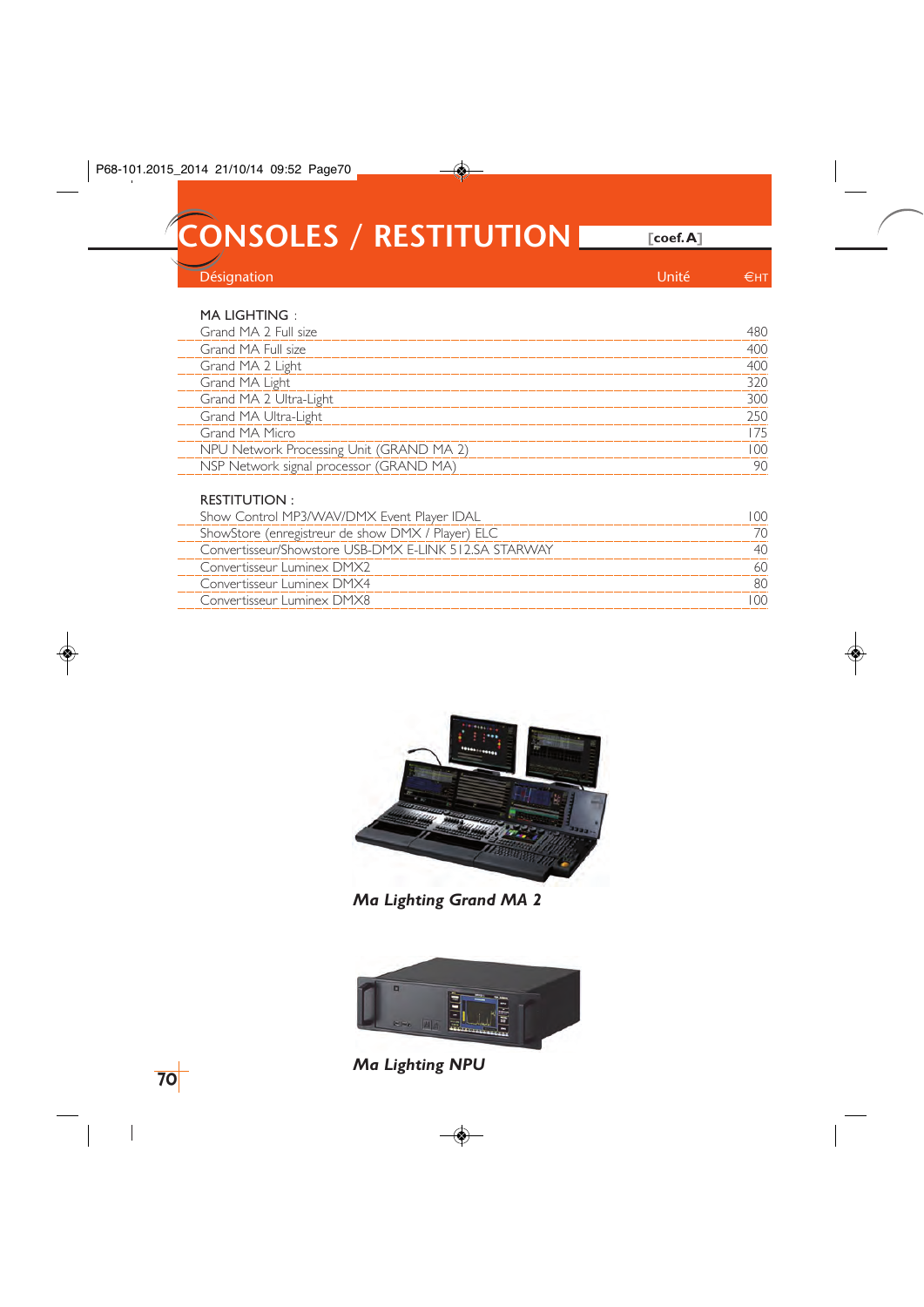# CONSOLES / RESTITUTION

[coef. A]

| Désignation | Unité | €HT |
|---|---|---|
| **MA LIGHTING :** | | |
| Grand MA 2 Full size | | 480 |
| Grand MA Full size | | 400 |
| Grand MA 2 Light | | 400 |
| Grand MA Light | | 320 |
| Grand MA 2 Ultra-Light | | 300 |
| Grand MA Ultra-Light | | 250 |
| Grand MA Micro | | 175 |
| NPU Network Processing Unit (GRAND MA 2) | | 100 |
| NSP Network signal processor (GRAND MA) | | 90 |
| **RESTITUTION :** | | |
| Show Control MP3/WAV/DMX Event Player IDAL | | 100 |
| ShowStore (enregistreur de show DMX / Player) ELC | | 70 |
| Convertisseur/Showstore USB-DMX E-LINK 512.SA STARWAY | | 40 |
| Convertisseur Luminex DMX2 | | 60 |
| Convertisseur Luminex DMX4 | | 80 |
| Convertisseur Luminex DMX8 | | 100 |

*Ma Lighting Grand MA 2*

*Ma Lighting NPU*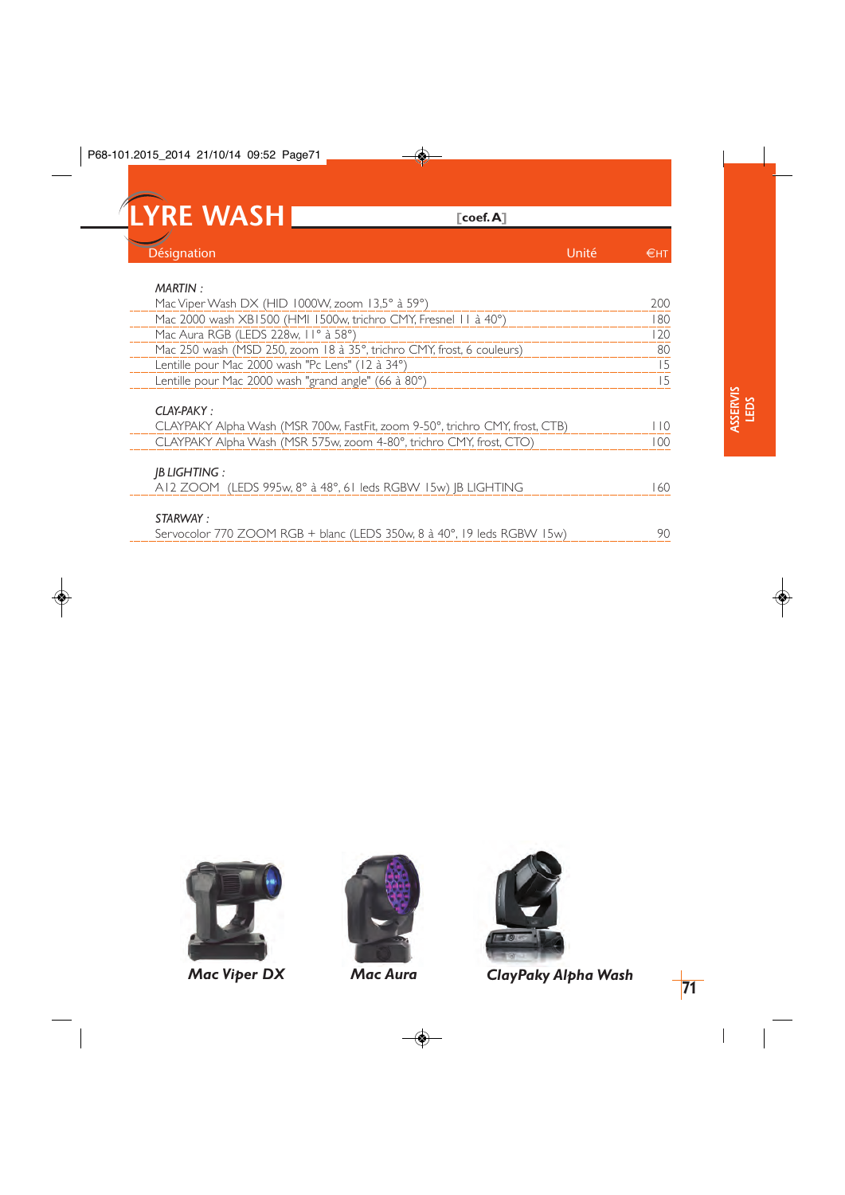# LYRE WASH

[coef. A]

| Désignation | Unité | €HT |
|---|---|---|
| *MARTIN :* | | |
| Mac Viper Wash DX (HID 1000W, zoom 13,5° à 59°) | | 200 |
| Mac 2000 wash XB1500 (HMI 1500w, trichro CMY, Fresnel 11 à 40°) | | 180 |
| Mac Aura RGB (LEDS 228w, 11° à 58°) | | 120 |
| Mac 250 wash (MSD 250, zoom 18 à 35°, trichro CMY, frost, 6 couleurs) | | 80 |
| Lentille pour Mac 2000 wash "Pc Lens" (12 à 34°) | | 15 |
| Lentille pour Mac 2000 wash "grand angle" (66 à 80°) | | 15 |
| *CLAY-PAKY :* | | |
| CLAYPAKY Alpha Wash (MSR 700w, FastFit, zoom 9-50°, trichro CMY, frost, CTB) | | 110 |
| CLAYPAKY Alpha Wash (MSR 575w, zoom 4-80°, trichro CMY, frost, CTO) | | 100 |
| *JB LIGHTING :* | | |
| A12 ZOOM (LEDS 995w, 8° à 48°, 61 leds RGBW 15w) JB LIGHTING | | 160 |
| *STARWAY :* | | |
| Servocolor 770 ZOOM RGB + blanc (LEDS 350w, 8 à 40°, 19 leds RGBW 15w) | | 90 |

ASSERVIS LEDS

**Mac Viper DX** **Mac Aura** **ClayPaky Alpha Wash**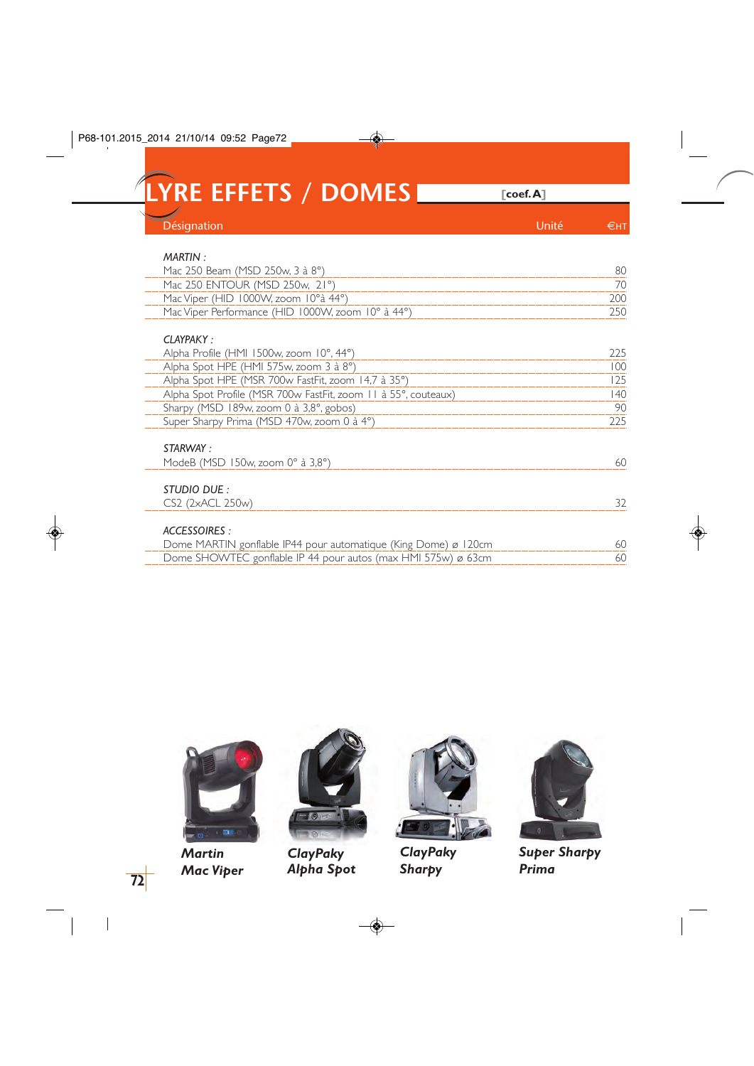# LYRE EFFETS / DOMES

[coef. A]

| Désignation | Unité | €HT |
|---|---|---|
| *MARTIN :* | | |
| Mac 250 Beam (MSD 250w, 3 à 8°) | | 80 |
| Mac 250 ENTOUR (MSD 250w, 21°) | | 70 |
| Mac Viper (HID 1000W, zoom 10°à 44°) | | 200 |
| Mac Viper Performance (HID 1000W, zoom 10° à 44°) | | 250 |
| *CLAYPAKY :* | | |
| Alpha Profile (HMI 1500w, zoom 10°, 44°) | | 225 |
| Alpha Spot HPE (HMI 575w, zoom 3 à 8°) | | 100 |
| Alpha Spot HPE (MSR 700w FastFit, zoom 14,7 à 35°) | | 125 |
| Alpha Spot Profile (MSR 700w FastFit, zoom 11 à 55°, couteaux) | | 140 |
| Sharpy (MSD 189w, zoom 0 à 3,8°, gobos) | | 90 |
| Super Sharpy Prima (MSD 470w, zoom 0 à 4°) | | 225 |
| *STARWAY :* | | |
| ModeB (MSD 150w, zoom 0° à 3,8°) | | 60 |
| *STUDIO DUE :* | | |
| CS2 (2xACL 250w) | | 32 |
| *ACCESSOIRES :* | | |
| Dome MARTIN gonflable IP44 pour automatique (King Dome) ø 120cm | | 60 |
| Dome SHOWTEC gonflable IP 44 pour autos (max HMI 575w) ø 63cm | | 60 |

***Martin Mac Viper***

***ClayPaky Alpha Spot***

***ClayPaky Sharpy***

***Super Sharpy Prima***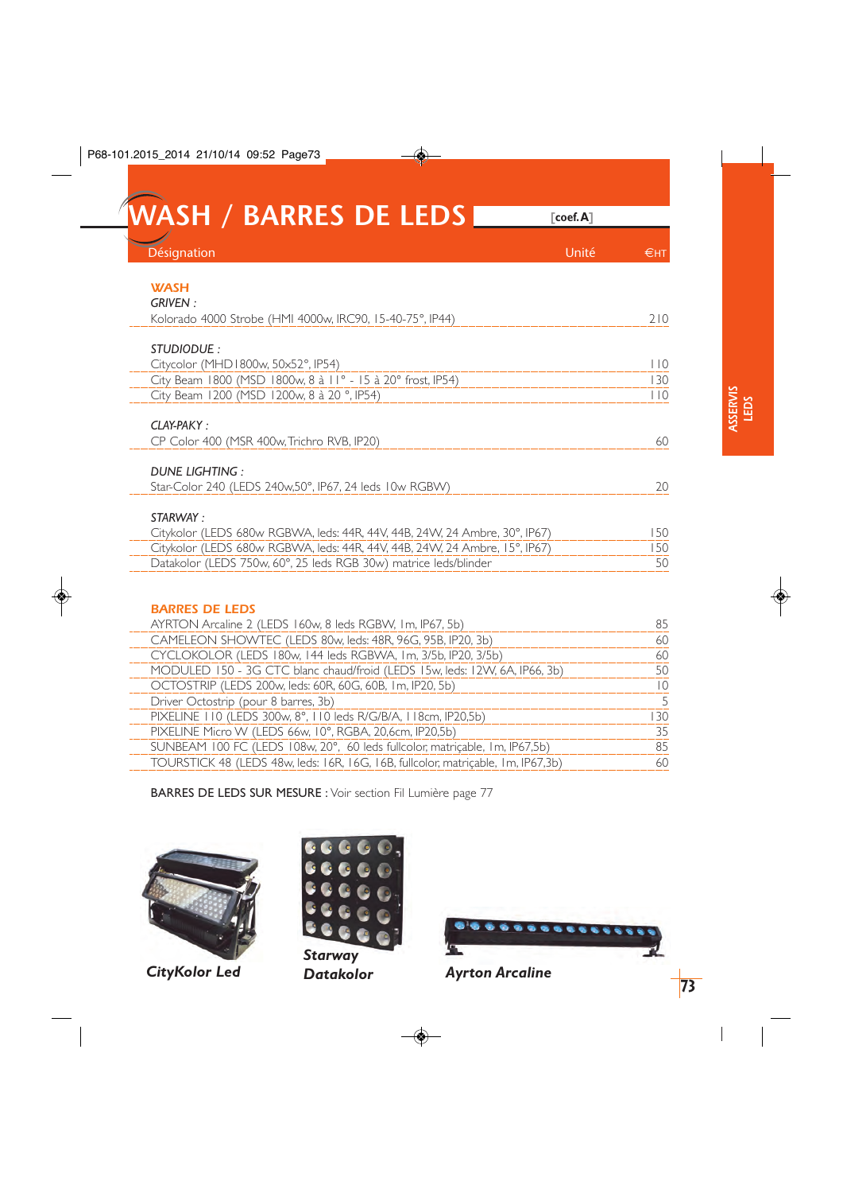# WASH / BARRES DE LEDS

[coef. A]

| Désignation | Unité | €HT |
|---|---|---|
| ***WASH*** | | |
| *GRIVEN :* | | |
| Kolorado 4000 Strobe (HMI 4000w, IRC90, 15-40-75°, IP44) | | 210 |
| *STUDIODUE :* | | |
| Citycolor (MHD1800w, 50x52°, IP54) | | 110 |
| City Beam 1800 (MSD 1800w, 8 à 11° - 15 à 20° frost, IP54) | | 130 |
| City Beam 1200 (MSD 1200w, 8 à 20 °, IP54) | | 110 |
| *CLAY-PAKY :* | | |
| CP Color 400 (MSR 400w, Trichro RVB, IP20) | | 60 |
| *DUNE LIGHTING :* | | |
| Star-Color 240 (LEDS 240w,50°, IP67, 24 leds 10w RGBW) | | 20 |
| *STARWAY :* | | |
| Citykolor (LEDS 680w RGBWA, leds: 44R, 44V, 44B, 24W, 24 Ambre, 30°, IP67) | | 150 |
| Citykolor (LEDS 680w RGBWA, leds: 44R, 44V, 44B, 24W, 24 Ambre, 15°, IP67) | | 150 |
| Datakolor (LEDS 750w, 60°, 25 leds RGB 30w) matrice leds/blinder | | 50 |
| ***BARRES DE LEDS*** | | |
| AYRTON Arcaline 2 (LEDS 160w, 8 leds RGBW, 1m, IP67, 5b) | | 85 |
| CAMELEON SHOWTEC (LEDS 80w, leds: 48R, 96G, 95B, IP20, 3b) | | 60 |
| CYCLOKOLOR (LEDS 180w, 144 leds RGBWA, 1m, 3/5b, IP20, 3/5b) | | 60 |
| MODULED 150 - 3G CTC blanc chaud/froid (LEDS 15w, leds: 12W, 6A, IP66, 3b) | | 50 |
| OCTOSTRIP (LEDS 200w, leds: 60R, 60G, 60B, 1m, IP20, 5b) | | 10 |
| Driver Octostrip (pour 8 barres, 3b) | | 5 |
| PIXELINE 110 (LEDS 300w, 8°, 110 leds R/G/B/A, 118cm, IP20,5b) | | 130 |
| PIXELINE Micro W (LEDS 66w, 10°, RGBA, 20,6cm, IP20,5b) | | 35 |
| SUNBEAM 100 FC (LEDS 108w, 20°, 60 leds fullcolor, matriçable, 1m, IP67,5b) | | 85 |
| TOURSTICK 48 (LEDS 48w, leds: 16R, 16G, 16B, fullcolor, matriçable, 1m, IP67,3b) | | 60 |

BARRES DE LEDS SUR MESURE : Voir section Fil Lumière page 77

*CityKolor Led*

*Starway Datakolor*

*Ayrton Arcaline*

ASSERVIS LEDS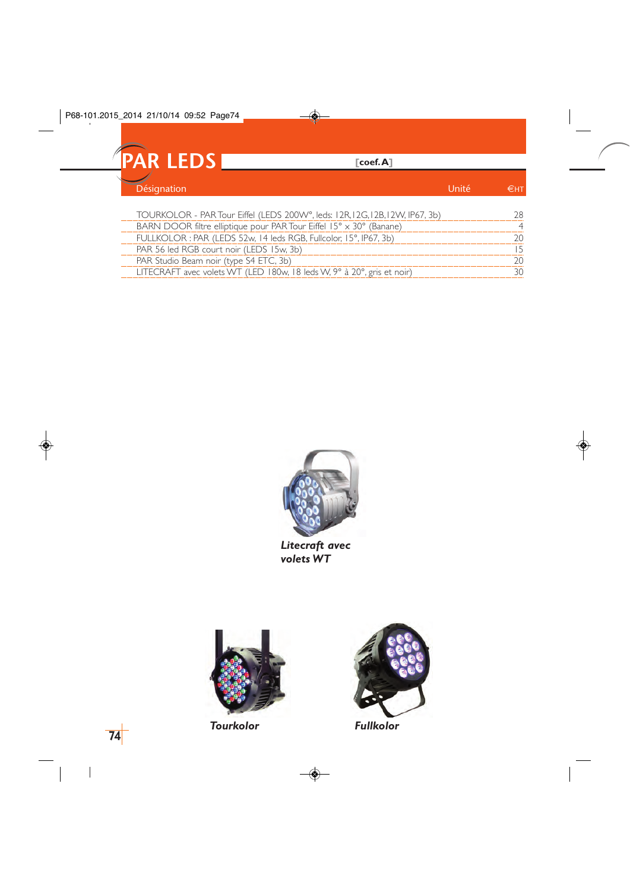# PAR LEDS

**[coef. A]**

| Désignation | Unité | €HT |
|---|---|---|
| TOURKOLOR - PAR Tour Eiffel (LEDS 200W°, leds: 12R,12G,12B,12W, IP67, 3b) | | 28 |
| BARN DOOR filtre elliptique pour PAR Tour Eiffel 15° x 30° (Banane) | | 4 |
| FULLKOLOR : PAR (LEDS 52w, 14 leds RGB, Fullcolor, 15°, IP67, 3b) | | 20 |
| PAR 56 led RGB court noir (LEDS 15w, 3b) | | 15 |
| PAR Studio Beam noir (type S4 ETC, 3b) | | 20 |
| LITECRAFT avec volets WT (LED 180w, 18 leds W, 9° à 20°, gris et noir) | | 30 |

***Litecraft avec volets WT***

***Tourkolor***

***Fullkolor***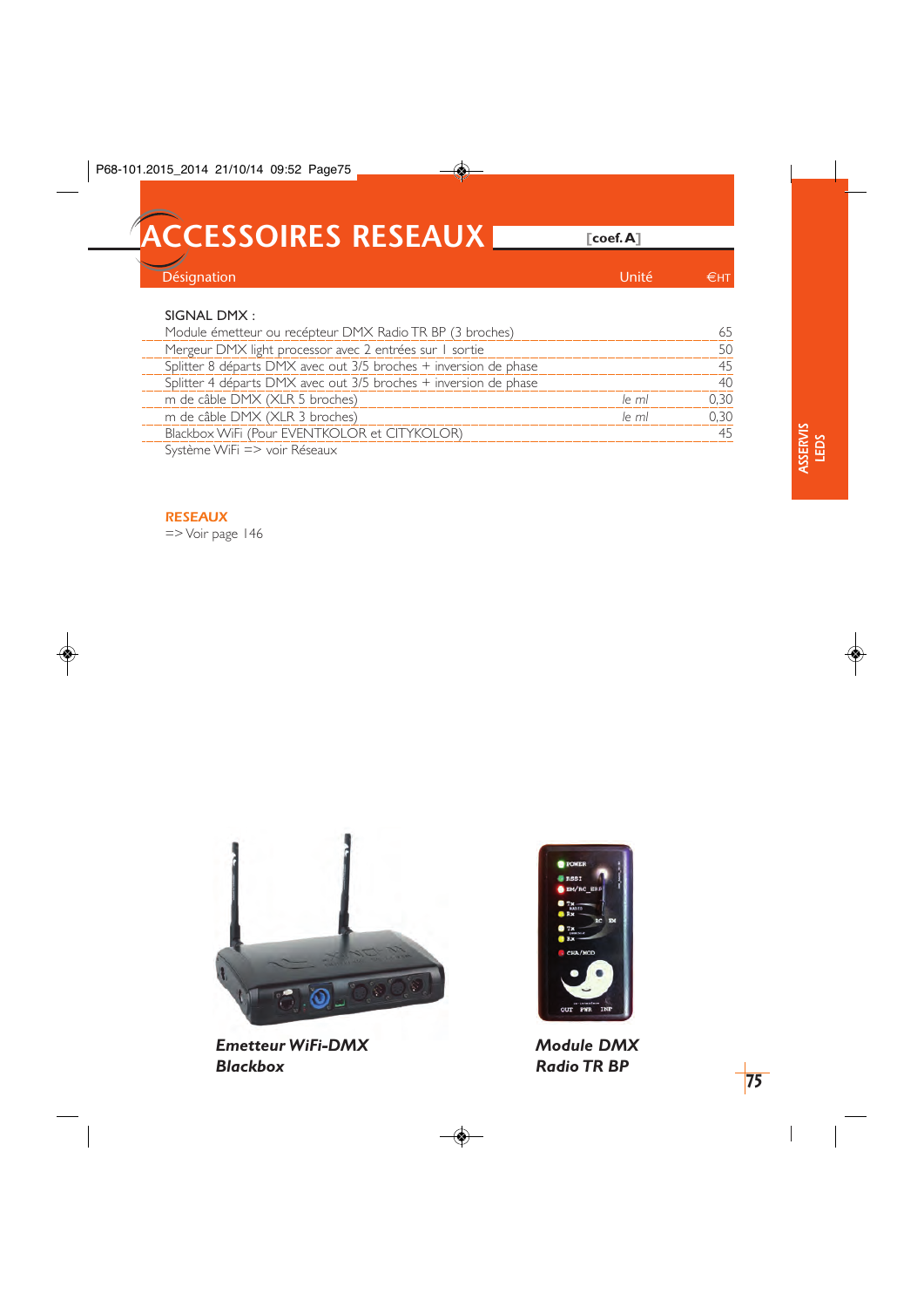# ACCESSOIRES RESEAUX

[coef. A]

| Désignation | Unité | €HT |
|---|---|---|
| SIGNAL DMX : | | |
| Module émetteur ou recépteur DMX Radio TR BP (3 broches) | | 65 |
| Mergeur DMX light processor avec 2 entrées sur 1 sortie | | 50 |
| Splitter 8 départs DMX avec out 3/5 broches + inversion de phase | | 45 |
| Splitter 4 départs DMX avec out 3/5 broches + inversion de phase | | 40 |
| m de câble DMX (XLR 5 broches) | *le ml* | 0,30 |
| m de câble DMX (XLR 3 broches) | *le ml* | 0,30 |
| Blackbox WiFi (Pour EVENTKOLOR et CITYKOLOR) | | 45 |
| Système WiFi => voir Réseaux | | |

**RESEAUX**

=> Voir page 146

***Emetteur WiFi-DMX Blackbox***

***Module DMX Radio TR BP***

ASSERVIS LEDS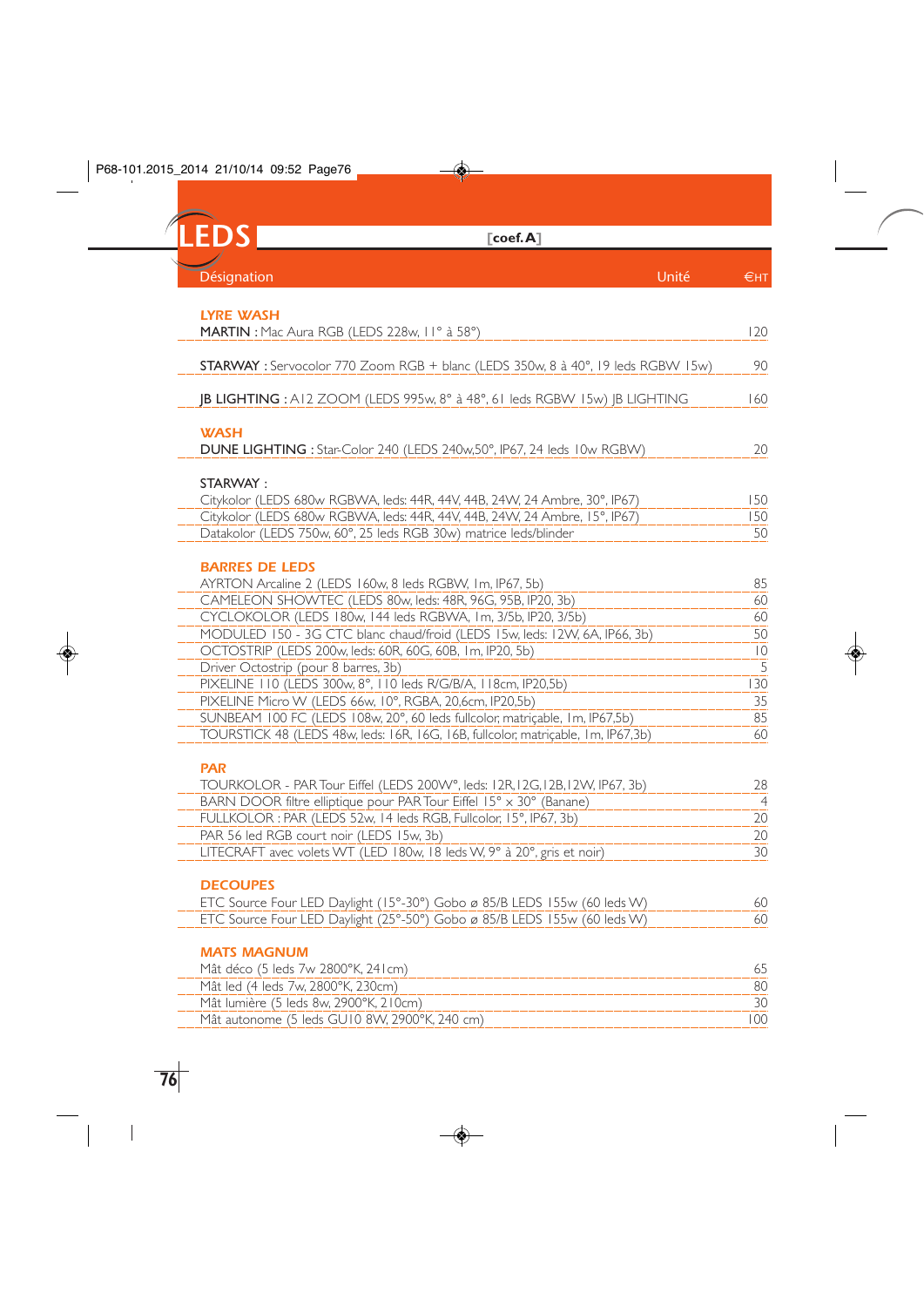# LEDS

**[coef. A]**

| Désignation | Unité | €HT |
|---|---|---|
| **LYRE WASH** | | |
| **MARTIN :** Mac Aura RGB (LEDS 228w, 11° à 58°) | | 120 |
| **STARWAY :** Servocolor 770 Zoom RGB + blanc (LEDS 350w, 8 à 40°, 19 leds RGBW 15w) | | 90 |
| **JB LIGHTING :** A12 ZOOM (LEDS 995w, 8° à 48°, 61 leds RGBW 15w) JB LIGHTING | | 160 |
| **WASH** | | |
| **DUNE LIGHTING :** Star-Color 240 (LEDS 240w,50°, IP67, 24 leds 10w RGBW) | | 20 |
| STARWAY : | | |
| Citykolor (LEDS 680w RGBWA, leds: 44R, 44V, 44B, 24W, 24 Ambre, 30°, IP67) | | 150 |
| Citykolor (LEDS 680w RGBWA, leds: 44R, 44V, 44B, 24W, 24 Ambre, 15°, IP67) | | 150 |
| Datakolor (LEDS 750w, 60°, 25 leds RGB 30w) matrice leds/blinder | | 50 |
| **BARRES DE LEDS** | | |
| AYRTON Arcaline 2 (LEDS 160w, 8 leds RGBW, 1m, IP67, 5b) | | 85 |
| CAMELEON SHOWTEC (LEDS 80w, leds: 48R, 96G, 95B, IP20, 3b) | | 60 |
| CYCLOKOLOR (LEDS 180w, 144 leds RGBWA, 1m, 3/5b, IP20, 3/5b) | | 60 |
| MODULED 150 - 3G CTC blanc chaud/froid (LEDS 15w, leds: 12W, 6A, IP66, 3b) | | 50 |
| OCTOSTRIP (LEDS 200w, leds: 60R, 60G, 60B, 1m, IP20, 5b) | | 10 |
| Driver Octostrip (pour 8 barres, 3b) | | 5 |
| PIXELINE 110 (LEDS 300w, 8°, 110 leds R/G/B/A, 118cm, IP20,5b) | | 130 |
| PIXELINE Micro W (LEDS 66w, 10°, RGBA, 20,6cm, IP20,5b) | | 35 |
| SUNBEAM 100 FC (LEDS 108w, 20°, 60 leds fullcolor, matriçable, 1m, IP67,5b) | | 85 |
| TOURSTICK 48 (LEDS 48w, leds: 16R, 16G, 16B, fullcolor, matriçable, 1m, IP67,3b) | | 60 |
| **PAR** | | |
| TOURKOLOR - PAR Tour Eiffel (LEDS 200W°, leds: 12R,12G,12B,12W, IP67, 3b) | | 28 |
| BARN DOOR filtre elliptique pour PAR Tour Eiffel 15° x 30° (Banane) | | 4 |
| FULLKOLOR : PAR (LEDS 52w, 14 leds RGB, Fullcolor, 15°, IP67, 3b) | | 20 |
| PAR 56 led RGB court noir (LEDS 15w, 3b) | | 20 |
| LITECRAFT avec volets WT (LED 180w, 18 leds W, 9° à 20°, gris et noir) | | 30 |
| **DECOUPES** | | |
| ETC Source Four LED Daylight (15°-30°) Gobo ø 85/B LEDS 155w (60 leds W) | | 60 |
| ETC Source Four LED Daylight (25°-50°) Gobo ø 85/B LEDS 155w (60 leds W) | | 60 |
| **MATS MAGNUM** | | |
| Mât déco (5 leds 7w 2800°K, 241cm) | | 65 |
| Mât led (4 leds 7w, 2800°K, 230cm) | | 80 |
| Mât lumière (5 leds 8w, 2900°K, 210cm) | | 30 |
| Mât autonome (5 leds GU10 8W, 2900°K, 240 cm) | | 100 |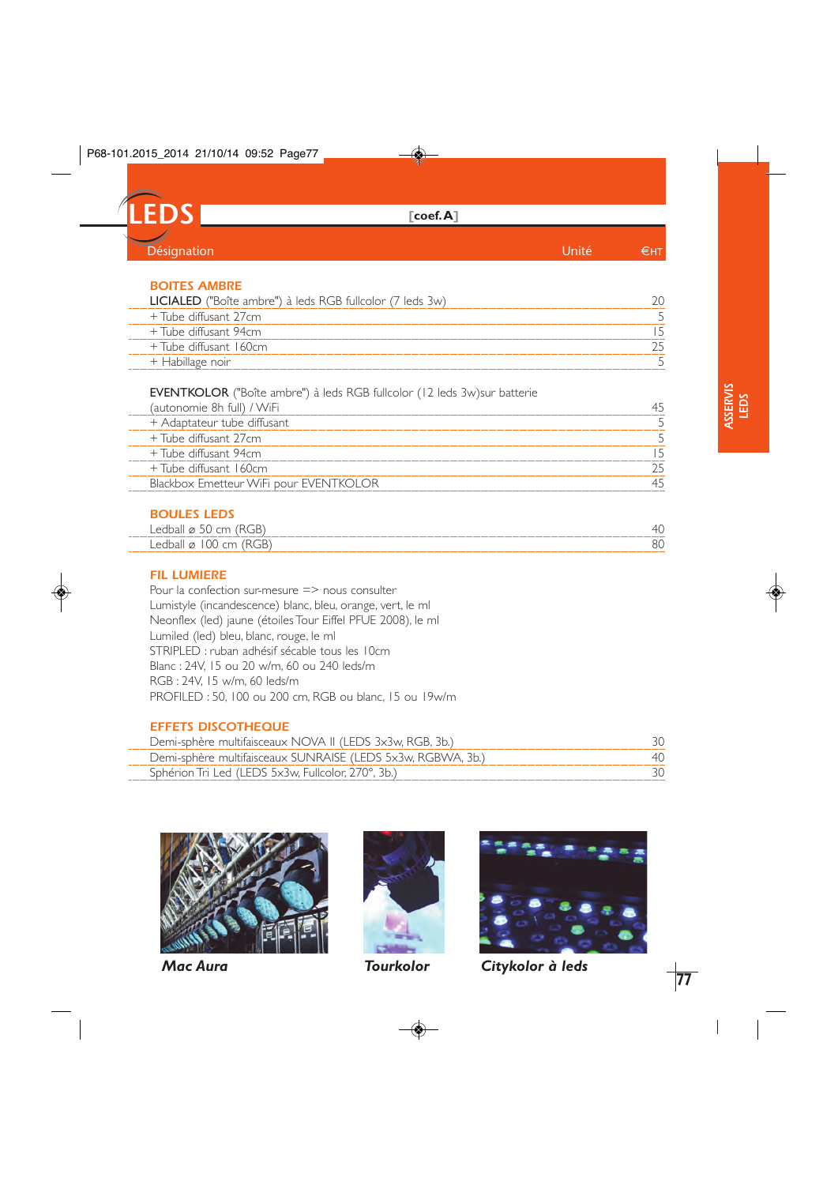# LEDS

[coef. A]

| Désignation | Unité | €HT |
|---|---|---|
| **BOITES AMBRE** | | |
| **LICIALED** ("Boîte ambre") à leds RGB fullcolor (7 leds 3w) | | 20 |
| + Tube diffusant 27cm | | 5 |
| + Tube diffusant 94cm | | 15 |
| + Tube diffusant 160cm | | 25 |
| + Habillage noir | | 5 |
| **EVENTKOLOR** ("Boîte ambre") à leds RGB fullcolor (12 leds 3w)sur batterie (autonomie 8h full) / WiFi | | 45 |
| + Adaptateur tube diffusant | | 5 |
| + Tube diffusant 27cm | | 5 |
| + Tube diffusant 94cm | | 15 |
| + Tube diffusant 160cm | | 25 |
| Blackbox Emetteur WiFi pour EVENTKOLOR | | 45 |
| **BOULES LEDS** | | |
| Ledball ø 50 cm (RGB) | | 40 |
| Ledball ø 100 cm (RGB) | | 80 |

## FIL LUMIERE

Pour la confection sur-mesure => nous consulter
Lumistyle (incandescence) blanc, bleu, orange, vert, le ml
Neonflex (led) jaune (étoiles Tour Eiffel PFUE 2008), le ml
Lumiled (led) bleu, blanc, rouge, le ml
STRIPLED : ruban adhésif sécable tous les 10cm
Blanc : 24V, 15 ou 20 w/m, 60 ou 240 leds/m
RGB : 24V, 15 w/m, 60 leds/m
PROFILED : 50, 100 ou 200 cm, RGB ou blanc, 15 ou 19w/m

## EFFETS DISCOTHEQUE

| Désignation | Unité | €HT |
|---|---|---|
| Demi-sphère multifaisceaux NOVA II (LEDS 3x3w, RGB, 3b.) | | 30 |
| Demi-sphère multifaisceaux SUNRAISE (LEDS 5x3w, RGBWA, 3b.) | | 40 |
| Sphérion Tri Led (LEDS 5x3w, Fullcolor, 270°, 3b.) | | 30 |

*Mac Aura*

*Tourkolor*

*Citykolor à leds*

ASSERVIS LEDS